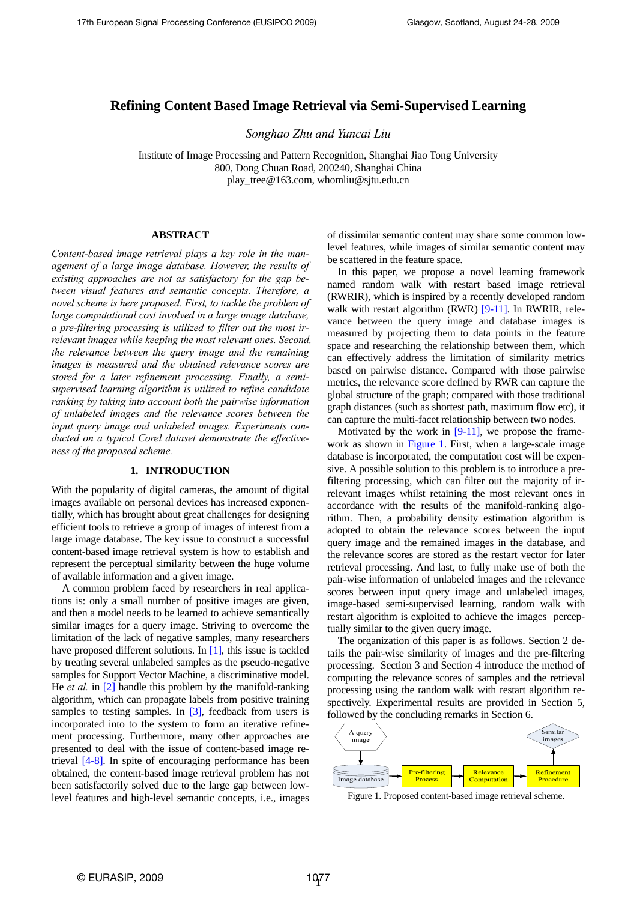# Refining Content Based Image Retrieval via Semi-Supervised Learning

*Songhao Zhu and Yuncai Liu*

Institute of Image Processing and Pattern Recognition, Shanghai Jiao Tong University
800, Dong Chuan Road, 200240, Shanghai China
play_tree@163.com, whomliu@sjtu.edu.cn

## ABSTRACT

*Content-based image retrieval plays a key role in the management of a large image database. However, the results of existing approaches are not as satisfactory for the gap between visual features and semantic concepts. Therefore, a novel scheme is here proposed. First, to tackle the problem of large computational cost involved in a large image database, a pre-filtering processing is utilized to filter out the most irrelevant images whilst keeping the most relevant ones. Second, the relevance between the query image and the remaining images is measured and the obtained relevance scores are stored for a later refinement processing. Finally, a semi-supervised learning algorithm is utilized to refine candidate ranking by taking into account both the pairwise information of unlabeled images and the relevance scores between the input query image and unlabeled images. Experiments conducted on a typical Corel dataset demonstrate the effectiveness of the proposed scheme.*

## 1. INTRODUCTION

With the popularity of digital cameras, the amount of digital images available on personal devices has increased exponentially, which has brought about great challenges for designing efficient tools to retrieve a group of images of interest from a large image database. The key issue to construct a successful content-based image retrieval system is how to establish and represent the perceptual similarity between the huge volume of available information and a given image.

A common problem faced by researchers in real applications is: only a small number of positive images are given, and then a model needs to be learned to achieve semantically similar images for a query image. Striving to overcome the limitation of the lack of negative samples, many researchers have proposed different solutions. In [1], this issue is tackled by treating several unlabeled samples as the pseudo-negative samples for Support Vector Machine, a discriminative model. He *et al.* in [2] handle this problem by the manifold-ranking algorithm, which can propagate labels from positive training samples to testing samples. In [3], feedback from users is incorporated into to the system to form an iterative refinement processing. Furthermore, many other approaches are presented to deal with the issue of content-based image retrieval [4-8]. In spite of encouraging performance has been obtained, the content-based image retrieval problem has not been satisfactorily solved due to the large gap between low-level features and high-level semantic concepts, i.e., images of dissimilar semantic content may share some common low-level features, while images of similar semantic content may be scattered in the feature space.

In this paper, we propose a novel learning framework named random walk with restart based image retrieval (RWRIR), which is inspired by a recently developed random walk with restart algorithm (RWR) [9-11]. In RWRIR, relevance between the query image and database images is measured by projecting them to data points in the feature space and researching the relationship between them, which can effectively address the limitation of similarity metrics based on pairwise distance. Compared with those pairwise metrics, the relevance score defined by RWR can capture the global structure of the graph; compared with those traditional graph distances (such as shortest path, maximum flow etc), it can capture the multi-facet relationship between two nodes.

Motivated by the work in [9-11], we propose the framework as shown in Figure 1. First, when a large-scale image database is incorporated, the computation cost will be expensive. A possible solution to this problem is to introduce a pre-filtering processing, which can filter out the majority of irrelevant images whilst retaining the most relevant ones in accordance with the results of the manifold-ranking algorithm. Then, a probability density estimation algorithm is adopted to obtain the relevance scores between the input query image and the remained images in the database, and the relevance scores are stored as the restart vector for later retrieval processing. And last, to fully make use of both the pair-wise information of unlabeled images and the relevance scores between input query image and unlabeled images, image-based semi-supervised learning, random walk with restart algorithm is exploited to achieve the images perceptually similar to the given query image.

The organization of this paper is as follows. Section 2 details the pair-wise similarity of images and the pre-filtering processing. Section 3 and Section 4 introduce the method of computing the relevance scores of samples and the retrieval processing using the random walk with restart algorithm respectively. Experimental results are provided in Section 5, followed by the concluding remarks in Section 6.

A query image → Image database → Pre-filtering Process → Relevance Computation → Refinement Procedure → Similar images

Figure 1. Proposed content-based image retrieval scheme.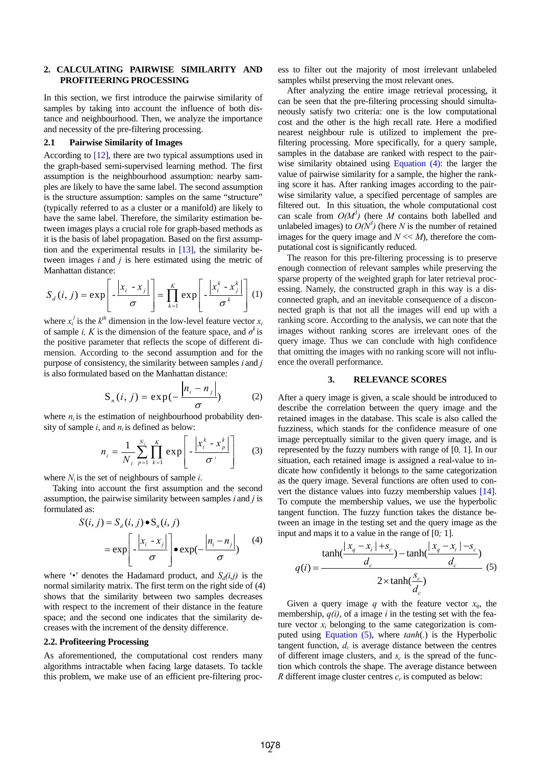## 2. CALCULATING PAIRWISE SIMILARITY AND PROFITEERING PROCESSING

In this section, we first introduce the pairwise similarity of samples by taking into account the influence of both distance and neighbourhood. Then, we analyze the importance and necessity of the pre-filtering processing.

### 2.1 Pairwise Similarity of Images

According to [12], there are two typical assumptions used in the graph-based semi-supervised learning method. The first assumption is the neighbourhood assumption: nearby samples are likely to have the same label. The second assumption is the structure assumption: samples on the same "structure" (typically referred to as a cluster or a manifold) are likely to have the same label. Therefore, the similarity estimation between images plays a crucial role for graph-based methods as it is the basis of label propagation. Based on the first assumption and the experimental results in [13], the similarity between images $i$ and $j$ is here estimated using the metric of Manhattan distance:

$$S_d(i,j) = \exp\left[-\frac{|x_i - x_j|}{\sigma}\right] = \prod_{k=1}^{K} \exp\left[-\frac{|x_i^k - x_j^k|}{\sigma^k}\right] \quad (1)$$

where $x_i^l$ is the $k^{th}$ dimension in the low-level feature vector $x_i$ of sample $i$, $K$ is the dimension of the feature space, and $\sigma^k$ is the positive parameter that reflects the scope of different dimension. According to the second assumption and for the purpose of consistency, the similarity between samples $i$ and $j$ is also formulated based on the Manhattan distance:

$$S_n(i,j) = \exp\left(-\frac{|n_i - n_j|}{\sigma}\right) \quad (2)$$

where $n_i$ is the estimation of neighbourhood probability density of sample $i$, and $n_i$ is defined as below:

$$n_i = \frac{1}{N_i}\sum_{p=1}^{N_i}\prod_{k=1}^{K} \exp\left[-\frac{|x_i^k - x_p^k|}{\sigma^i}\right] \quad (3)$$

where $N_i$ is the set of neighbours of sample $i$.

Taking into account the first assumption and the second assumption, the pairwise similarity between samples $i$ and $j$ is formulated as:

$$\begin{aligned} S(i,j) &= S_d(i,j) \bullet S_n(i,j) \\ &= \exp\left[-\frac{|x_i - x_j|}{\sigma}\right] \bullet \exp\left(-\frac{|n_i - n_j|}{\sigma}\right) \end{aligned} \quad (4)$$

where '•' denotes the Hadamard product, and $S_d(i,j)$ is the normal similarity matrix. The first term on the right side of (4) shows that the similarity between two samples decreases with respect to the increment of their distance in the feature space; and the second one indicates that the similarity decreases with the increment of the density difference.

### 2.2. Profiteering Processing

As aforementioned, the computational cost renders many algorithms intractable when facing large datasets. To tackle this problem, we make use of an efficient pre-filtering process to filter out the majority of most irrelevant unlabeled samples whilst preserving the most relevant ones.

After analyzing the entire image retrieval processing, it can be seen that the pre-filtering processing should simultaneously satisfy two criteria: one is the low computational cost and the other is the high recall rate. Here a modified nearest neighbour rule is utilized to implement the pre-filtering processing. More specifically, for a query sample, samples in the database are ranked with respect to the pairwise similarity obtained using Equation (4): the larger the value of pairwise similarity for a sample, the higher the ranking score it has. After ranking images according to the pairwise similarity value, a specified percentage of samples are filtered out. In this situation, the whole computational cost can scale from $O(M^3)$ (here $M$ contains both labelled and unlabeled images) to $O(N^3)$ (here $N$ is the number of retained images for the query image and $N << M$), therefore the computational cost is significantly reduced.

The reason for this pre-filtering processing is to preserve enough connection of relevant samples while preserving the sparse property of the weighted graph for later retrieval processing. Namely, the constructed graph in this way is a disconnected graph, and an inevitable consequence of a disconnected graph is that not all the images will end up with a ranking score. According to the analysis, we can note that the images without ranking scores are irrelevant ones of the query image. Thus we can conclude with high confidence that omitting the images with no ranking score will not influence the overall performance.

## 3. RELEVANCE SCORES

After a query image is given, a scale should be introduced to describe the correlation between the query image and the retained images in the database. This scale is also called the fuzziness, which stands for the confidence measure of one image perceptually similar to the given query image, and is represented by the fuzzy numbers with range of [0, 1]. In our situation, each retained image is assigned a real-value to indicate how confidently it belongs to the same categorization as the query image. Several functions are often used to convert the distance values into fuzzy membership values [14]. To compute the membership values, we use the hyperbolic tangent function. The fuzzy function takes the distance between an image in the testing set and the query image as the input and maps it to a value in the range of [0; 1].

$$q(i) = \frac{\tanh\left(\frac{|x_q - x_i| + s_c}{d_c}\right) - \tanh\left(\frac{|x_q - x_i| - s_c}{d_c}\right)}{2 \times \tanh\left(\frac{s_c}{d_c}\right)} \quad (5)$$

Given a query image $q$ with the feature vector $x_q$, the membership, $q(i)$, of a image $i$ in the testing set with the feature vector $x_i$ belonging to the same categorization is computed using Equation (5), where $tanh(.)$ is the Hyperbolic tangent function, $d_c$ is average distance between the centres of different image clusters, and $s_c$ is the spread of the function which controls the shape. The average distance between $R$ different image cluster centres $c_r$ is computed as below: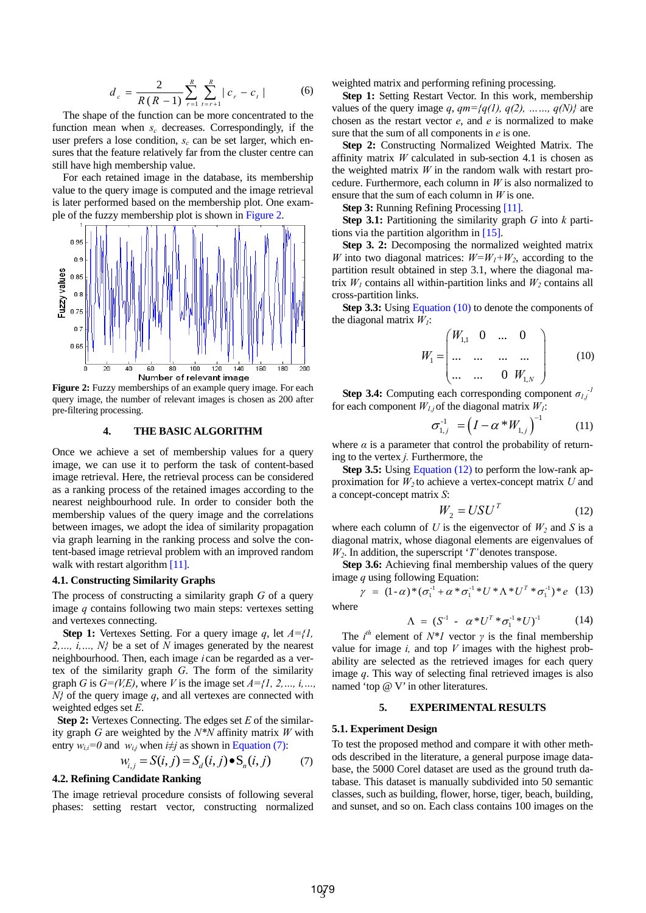$$d_c = \frac{2}{R(R-1)} \sum_{r=1}^{R} \sum_{t=r+1}^{R} | c_r - c_t | \qquad (6)$$

The shape of the function can be more concentrated to the function mean when $s_c$ decreases. Correspondingly, if the user prefers a lose condition, $s_c$ can be set larger, which ensures that the feature relatively far from the cluster centre can still have high membership value.

For each retained image in the database, its membership value to the query image is computed and the image retrieval is later performed based on the membership plot. One example of the fuzzy membership plot is shown in Figure 2.

**Figure 2:** Fuzzy memberships of an example query image. For each query image, the number of relevant images is chosen as 200 after pre-filtering processing.

## 4. THE BASIC ALGORITHM

Once we achieve a set of membership values for a query image, we can use it to perform the task of content-based image retrieval. Here, the retrieval process can be considered as a ranking process of the retained images according to the nearest neighbourhood rule. In order to consider both the membership values of the query image and the correlations between images, we adopt the idea of similarity propagation via graph learning in the ranking process and solve the content-based image retrieval problem with an improved random walk with restart algorithm [11].

### 4.1. Constructing Similarity Graphs

The process of constructing a similarity graph $G$ of a query image $q$ contains following two main steps: vertexes setting and vertexes connecting.

**Step 1:** Vertexes Setting. For a query image $q$, let $A=\{1, 2,\ldots, i,\ldots, N\}$ be a set of $N$ images generated by the nearest neighbourhood. Then, each image $i$ can be regarded as a vertex of the similarity graph $G$. The form of the similarity graph $G$ is $G=(V,E)$, where $V$ is the image set $A=\{1, 2,\ldots, i,\ldots, N\}$ of the query image $q$, and all vertexes are connected with weighted edges set $E$.

**Step 2:** Vertexes Connecting. The edges set $E$ of the similarity graph $G$ are weighted by the $N*N$ affinity matrix $W$ with entry $w_{i,i}=0$ and $w_{i,j}$ when $i\neq j$ as shown in Equation (7):

$$w_{i,j} = S(i,j) = S_d(i,j) \bullet S_n(i,j) \qquad (7)$$

### 4.2. Refining Candidate Ranking

The image retrieval procedure consists of following several phases: setting restart vector, constructing normalized weighted matrix and performing refining processing.

**Step 1:** Setting Restart Vector. In this work, membership values of the query image $q$, $qm=\{q(1), q(2), \ldots\ldots, q(N)\}$ are chosen as the restart vector $e$, and $e$ is normalized to make sure that the sum of all components in $e$ is one.

**Step 2:** Constructing Normalized Weighted Matrix. The affinity matrix $W$ calculated in sub-section 4.1 is chosen as the weighted matrix $W$ in the random walk with restart procedure. Furthermore, each column in $W$ is also normalized to ensure that the sum of each column in $W$ is one.

**Step 3:** Running Refining Processing [11].

**Step 3.1:** Partitioning the similarity graph $G$ into $k$ partitions via the partition algorithm in [15].

**Step 3. 2:** Decomposing the normalized weighted matrix $W$ into two diagonal matrices: $W=W_1+W_2$, according to the partition result obtained in step 3.1, where the diagonal matrix $W_1$ contains all within-partition links and $W_2$ contains all cross-partition links.

**Step 3.3:** Using Equation (10) to denote the components of the diagonal matrix $W_1$:

$$W_1 = \begin{pmatrix} W_{1,1} & 0 & \ldots & 0 \\ \ldots & \ldots & \ldots & \ldots \\ \ldots & \ldots & 0 & W_{1,N} \end{pmatrix} \qquad (10)$$

**Step 3.4:** Computing each corresponding component $\sigma_{1,j}^{-1}$ for each component $W_{1,j}$ of the diagonal matrix $W_1$:

$$\sigma_{1,j}^{-1} = \left(I - \alpha * W_{1,j}\right)^{-1} \qquad (11)$$

where $\alpha$ is a parameter that control the probability of returning to the vertex $j$. Furthermore, the

**Step 3.5:** Using Equation (12) to perform the low-rank approximation for $W_2$ to achieve a vertex-concept matrix $U$ and a concept-concept matrix $S$:

$$W_2 = USU^T \qquad (12)$$

where each column of $U$ is the eigenvector of $W_2$ and $S$ is a diagonal matrix, whose diagonal elements are eigenvalues of $W_2$. In addition, the superscript '$T$' denotes transpose.

**Step 3.6:** Achieving final membership values of the query image $q$ using following Equation:

$$\gamma = (1-\alpha) * (\sigma_1^{-1} + \alpha * \sigma_1^{-1} * U * \Lambda * U^T * \sigma_1^{-1}) * e \qquad (13)$$

where

$$\Lambda = (S^{-1} - \alpha * U^T * \sigma_1^{-1} * U)^{-1} \qquad (14)$$

The $i^{th}$ element of $N*1$ vector $\gamma$ is the final membership value for image $i$, and top $V$ images with the highest probability are selected as the retrieved images for each query image $q$. This way of selecting final retrieved images is also named 'top @ V' in other literatures.

## 5. EXPERIMENTAL RESULTS

### 5.1. Experiment Design

To test the proposed method and compare it with other methods described in the literature, a general purpose image database, the 5000 Corel dataset are used as the ground truth database. This dataset is manually subdivided into 50 semantic classes, such as building, flower, horse, tiger, beach, building, and sunset, and so on. Each class contains 100 images on the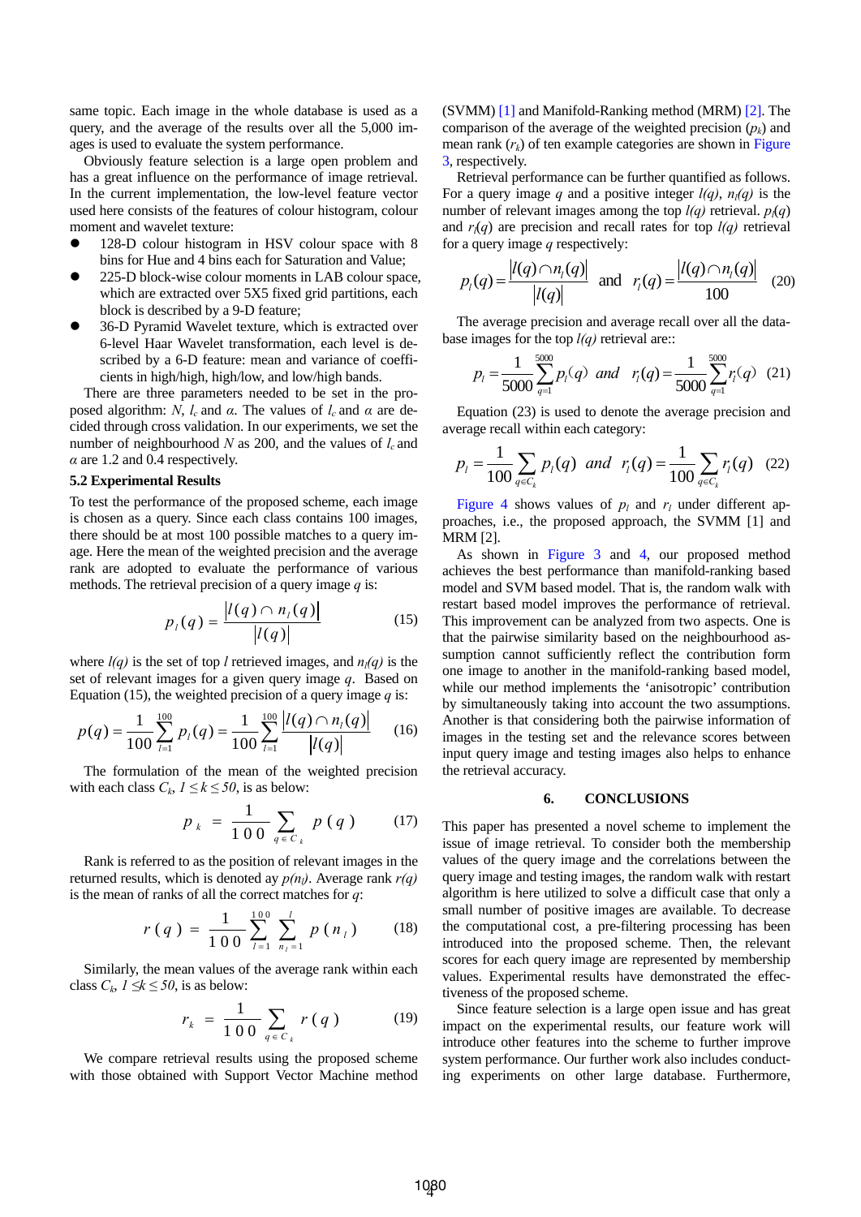same topic. Each image in the whole database is used as a query, and the average of the results over all the 5,000 images is used to evaluate the system performance.

Obviously feature selection is a large open problem and has a great influence on the performance of image retrieval. In the current implementation, the low-level feature vector used here consists of the features of colour histogram, colour moment and wavelet texture:

- 128-D colour histogram in HSV colour space with 8 bins for Hue and 4 bins each for Saturation and Value;
- 225-D block-wise colour moments in LAB colour space, which are extracted over 5X5 fixed grid partitions, each block is described by a 9-D feature;
- 36-D Pyramid Wavelet texture, which is extracted over 6-level Haar Wavelet transformation, each level is described by a 6-D feature: mean and variance of coefficients in high/high, high/low, and low/high bands.

There are three parameters needed to be set in the proposed algorithm: $N$, $l_c$ and $\alpha$. The values of $l_c$ and $\alpha$ are decided through cross validation. In our experiments, we set the number of neighbourhood $N$ as 200, and the values of $l_c$ and $\alpha$ are 1.2 and 0.4 respectively.

### 5.2 Experimental Results

To test the performance of the proposed scheme, each image is chosen as a query. Since each class contains 100 images, there should be at most 100 possible matches to a query image. Here the mean of the weighted precision and the average rank are adopted to evaluate the performance of various methods. The retrieval precision of a query image $q$ is:

$$p_l(q) = \frac{|l(q) \cap n_l(q)|}{|l(q)|} \tag{15}$$

where $l(q)$ is the set of top $l$ retrieved images, and $n_l(q)$ is the set of relevant images for a given query image $q$. Based on Equation (15), the weighted precision of a query image $q$ is:

$$p(q) = \frac{1}{100}\sum_{l=1}^{100} p_l(q) = \frac{1}{100}\sum_{l=1}^{100} \frac{|l(q) \cap n_l(q)|}{|l(q)|} \tag{16}$$

The formulation of the mean of the weighted precision with each class $C_k$, $1 \le k \le 50$, is as below:

$$p_k = \frac{1}{100}\sum_{q \in C_k} p(q) \tag{17}$$

Rank is referred to as the position of relevant images in the returned results, which is denoted ay $p(n_l)$. Average rank $r(q)$ is the mean of ranks of all the correct matches for $q$:

$$r(q) = \frac{1}{100}\sum_{l=1}^{100}\sum_{n_l=1}^{l} p(n_l) \tag{18}$$

Similarly, the mean values of the average rank within each class $C_k$, $1 \le k \le 50$, is as below:

$$r_k = \frac{1}{100}\sum_{q \in C_k} r(q) \tag{19}$$

We compare retrieval results using the proposed scheme with those obtained with Support Vector Machine method (SVMM) [1] and Manifold-Ranking method (MRM) [2]. The comparison of the average of the weighted precision ($p_k$) and mean rank ($r_k$) of ten example categories are shown in Figure 3, respectively.

Retrieval performance can be further quantified as follows. For a query image $q$ and a positive integer $l(q)$, $n_l(q)$ is the number of relevant images among the top $l(q)$ retrieval. $p_l(q)$ and $r_l(q)$ are precision and recall rates for top $l(q)$ retrieval for a query image $q$ respectively:

$$p_l(q) = \frac{|l(q) \cap n_l(q)|}{|l(q)|} \quad \text{and} \quad r_l(q) = \frac{|l(q) \cap n_l(q)|}{100} \tag{20}$$

The average precision and average recall over all the database images for the top $l(q)$ retrieval are::

$$p_l = \frac{1}{5000}\sum_{q=1}^{5000} p_l(q) \quad and \quad r_l(q) = \frac{1}{5000}\sum_{q=1}^{5000} r_l(q) \tag{21}$$

Equation (23) is used to denote the average precision and average recall within each category:

$$p_l = \frac{1}{100}\sum_{q \in C_k} p_l(q) \quad and \quad r_l(q) = \frac{1}{100}\sum_{q \in C_k} r_l(q) \tag{22}$$

Figure 4 shows values of $p_l$ and $r_l$ under different approaches, i.e., the proposed approach, the SVMM [1] and MRM [2].

As shown in Figure 3 and 4, our proposed method achieves the best performance than manifold-ranking based model and SVM based model. That is, the random walk with restart based model improves the performance of retrieval. This improvement can be analyzed from two aspects. One is that the pairwise similarity based on the neighbourhood assumption cannot sufficiently reflect the contribution form one image to another in the manifold-ranking based model, while our method implements the 'anisotropic' contribution by simultaneously taking into account the two assumptions. Another is that considering both the pairwise information of images in the testing set and the relevance scores between input query image and testing images also helps to enhance the retrieval accuracy.

## 6. CONCLUSIONS

This paper has presented a novel scheme to implement the issue of image retrieval. To consider both the membership values of the query image and the correlations between the query image and testing images, the random walk with restart algorithm is here utilized to solve a difficult case that only a small number of positive images are available. To decrease the computational cost, a pre-filtering processing has been introduced into the proposed scheme. Then, the relevant scores for each query image are represented by membership values. Experimental results have demonstrated the effectiveness of the proposed scheme.

Since feature selection is a large open issue and has great impact on the experimental results, our feature work will introduce other features into the scheme to further improve system performance. Our further work also includes conducting experiments on other large database. Furthermore,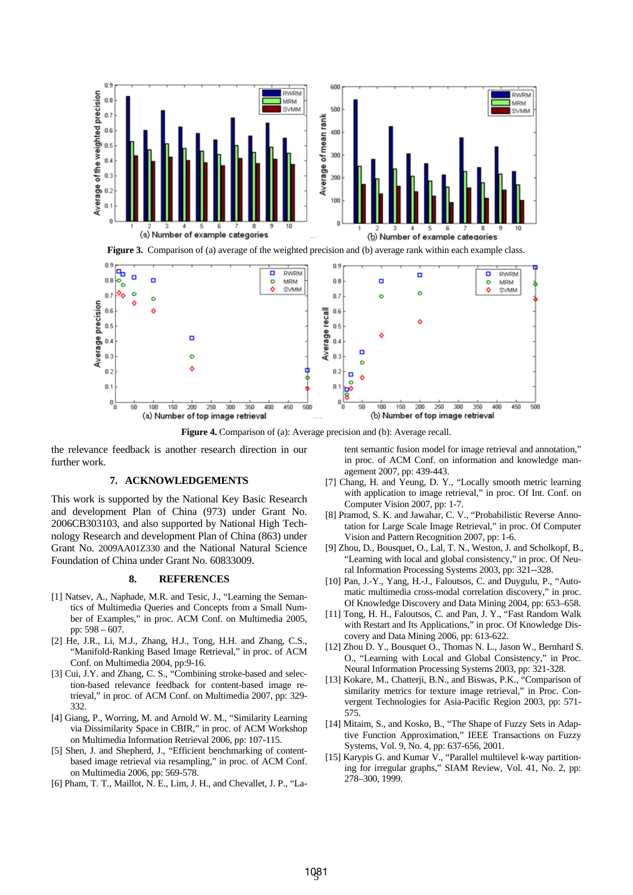0.9
0.8
0.7
0.6
0.5
0.4
0.3
0.2
0.1
0
Average of the weighted precision
1 2 3 4 5 6 7 8 9 10
(a) Number of example categories
RWRM
MRM
SVMM

600
500
400
300
200
100
0
Average of mean rank
1 2 3 4 5 6 7 8 9 10
(b) Number of example categories
RWRM
MRM
SVMM

**Figure 3.** Comparison of (a) average of the weighted precision and (b) average rank within each example class.

0.9
0.8
0.7
0.6
0.5
0.4
0.3
0.2
0.1
0
Average precision
0 50 100 150 200 250 300 350 400 450 500
(a) Number of top image retrieval
RWRM
MRM
SVMM

0.9
0.8
0.7
0.6
0.5
0.4
0.3
0.2
0.1
0
Average recall
0 50 100 150 200 250 300 350 400 450 500
(b) Number of top image retrieval
RWRM
MRM
SVMM

**Figure 4.** Comparison of (a): Average precision and (b): Average recall.

the relevance feedback is another research direction in our further work.

## 7. ACKNOWLEDGEMENTS

This work is supported by the National Key Basic Research and development Plan of China (973) under Grant No. 2006CB303103, and also supported by National High Technology Research and development Plan of China (863) under Grant No. 2009AA01Z330 and the National Natural Science Foundation of China under Grant No. 60833009.

## 8. REFERENCES

[1] Natsev, A., Naphade, M.R. and Tesic, J., "Learning the Semantics of Multimedia Queries and Concepts from a Small Number of Examples," in proc. ACM Conf. on Multimedia 2005, pp: 598 – 607.

[2] He, J.R., Li, M.J., Zhang, H.J., Tong, H.H. and Zhang, C.S., "Manifold-Ranking Based Image Retrieval," in proc. of ACM Conf. on Multimedia 2004, pp:9-16.

[3] Cui, J.Y. and Zhang, C. S., "Combining stroke-based and selection-based relevance feedback for content-based image retrieval," in proc. of ACM Conf. on Multimedia 2007, pp: 329-332.

[4] Giang, P., Worring, M. and Arnold W. M., "Similarity Learning via Dissimilarity Space in CBIR," in proc. of ACM Workshop on Multimedia Information Retrieval 2006, pp: 107-115.

[5] Shen, J. and Shepherd, J., "Efficient benchmarking of content-based image retrieval via resampling," in proc. of ACM Conf. on Multimedia 2006, pp: 569-578.

[6] Pham, T. T., Maillot, N. E., Lim, J. H., and Chevallet, J. P., "Latent semantic fusion model for image retrieval and annotation," in proc. of ACM Conf. on information and knowledge management 2007, pp: 439-443.

[7] Chang, H. and Yeung, D. Y., "Locally smooth metric learning with application to image retrieval," in proc. Of Int. Conf. on Computer Vision 2007, pp: 1-7.

[8] Pramod, S. K. and Jawahar, C. V., "Probabilistic Reverse Annotation for Large Scale Image Retrieval," in proc. Of Computer Vision and Pattern Recognition 2007, pp: 1-6.

[9] Zhou, D., Bousquet, O., Lal, T. N., Weston, J. and Scholkopf, B., "Learning with local and global consistency," in proc. Of Neural Information Processing Systems 2003, pp: 321--328.

[10] Pan, J.-Y., Yang, H.-J., Faloutsos, C. and Duygulu, P., "Automatic multimedia cross-modal correlation discovery," in proc. Of Knowledge Discovery and Data Mining 2004, pp: 653–658.

[11] Tong, H. H., Faloutsos, C. and Pan, J. Y., "Fast Random Walk with Restart and Its Applications," in proc. Of Knowledge Discovery and Data Mining 2006, pp: 613-622.

[12] Zhou D. Y., Bousquet O., Thomas N. L., Jason W., Bernhard S. O., "Learning with Local and Global Consistency," in Proc. Neural Information Processing Systems 2003, pp: 321-328.

[13] Kokare, M., Chatterji, B.N., and Biswas, P.K., "Comparison of similarity metrics for texture image retrieval," in Proc. Convergent Technologies for Asia-Pacific Region 2003, pp: 571-575.

[14] Mitaim, S., and Kosko, B., "The Shape of Fuzzy Sets in Adaptive Function Approximation," IEEE Transactions on Fuzzy Systems, Vol. 9, No. 4, pp: 637-656, 2001.

[15] Karypis G. and Kumar V., "Parallel multilevel k-way partitioning for irregular graphs," SIAM Review, Vol. 41, No. 2, pp: 278–300, 1999.